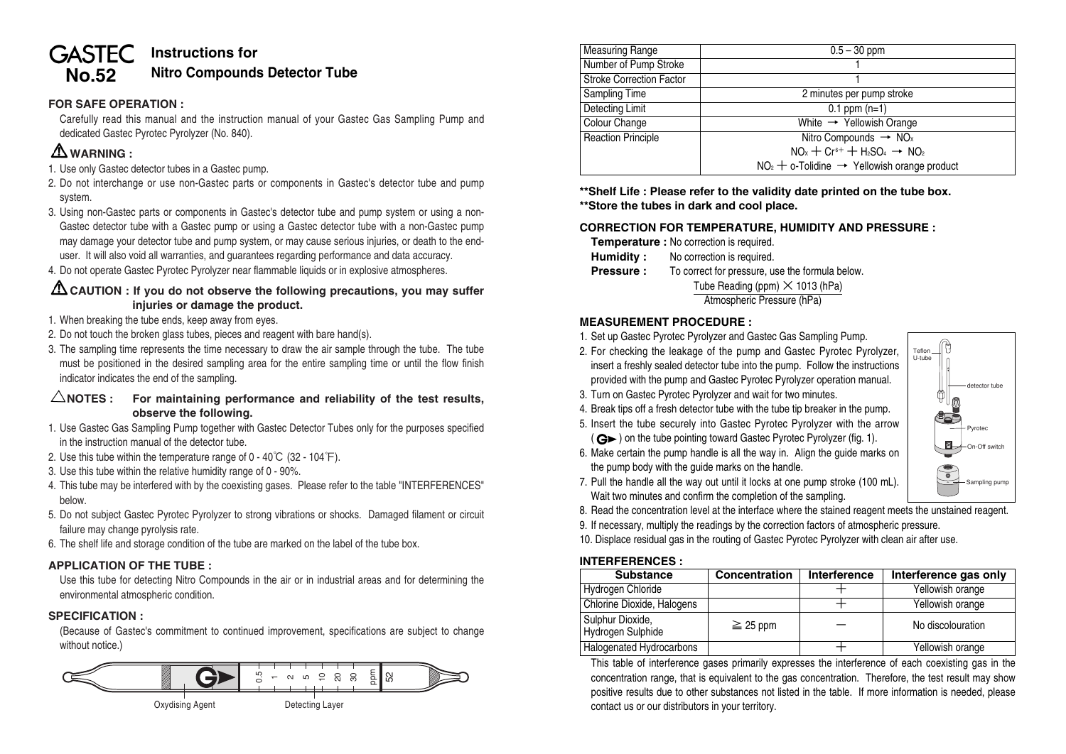# GASTEC No.52 Instructions for Nitro Compounds Detector Tube

**FOR SAFE OPERATION :**

Carefully read this manual and the instruction manual of your Gastec Gas Sampling Pump and dedicated Gastec Pyrotec Pyrolyzer (No. 840).

**⚠ WARNING :**

1. Use only Gastec detector tubes in a Gastec pump.
2. Do not interchange or use non-Gastec parts or components in Gastec's detector tube and pump system.
3. Using non-Gastec parts or components in Gastec's detector tube and pump system or using a non-Gastec detector tube with a Gastec pump or using a Gastec detector tube with a non-Gastec pump may damage your detector tube and pump system, or may cause serious injuries, or death to the end-user. It will also void all warranties, and guarantees regarding performance and data accuracy.
4. Do not operate Gastec Pyrotec Pyrolyzer near flammable liquids or in explosive atmospheres.

**⚠ CAUTION : If you do not observe the following precautions, you may suffer injuries or damage the product.**

1. When breaking the tube ends, keep away from eyes.
2. Do not touch the broken glass tubes, pieces and reagent with bare hand(s).
3. The sampling time represents the time necessary to draw the air sample through the tube. The tube must be positioned in the desired sampling area for the entire sampling time or until the flow finish indicator indicates the end of the sampling.

**△NOTES : For maintaining performance and reliability of the test results, observe the following.**

1. Use Gastec Gas Sampling Pump together with Gastec Detector Tubes only for the purposes specified in the instruction manual of the detector tube.
2. Use this tube within the temperature range of 0 - 40˚C (32 - 104˚F).
3. Use this tube within the relative humidity range of 0 - 90%.
4. This tube may be interfered with by the coexisting gases. Please refer to the table "INTERFERENCES" below.
5. Do not subject Gastec Pyrotec Pyrolyzer to strong vibrations or shocks. Damaged filament or circuit failure may change pyrolysis rate.
6. The shelf life and storage condition of the tube are marked on the label of the tube box.

**APPLICATION OF THE TUBE :**

Use this tube for detecting Nitro Compounds in the air or in industrial areas and for determining the environmental atmospheric condition.

**SPECIFICATION :**

(Because of Gastec's commitment to continued improvement, specifications are subject to change without notice.)

Oxydising Agent — Detecting Layer (scale: 0.5, 1, 2, 5, 10, 20, 30 ppm; 52)

| Measuring Range | 0.5 – 30 ppm |
|---|---|
| Number of Pump Stroke | 1 |
| Stroke Correction Factor | 1 |
| Sampling Time | 2 minutes per pump stroke |
| Detecting Limit | 0.1 ppm (n=1) |
| Colour Change | White → Yellowish Orange |
| Reaction Principle | Nitro Compounds → $NO_x$<br>$NO_x + Cr^{6+} + H_2SO_4 \rightarrow NO_2$<br>$NO_2$ + o-Tolidine → Yellowish orange product |

**\*\*Shelf Life : Please refer to the validity date printed on the tube box.**
**\*\*Store the tubes in dark and cool place.**

**CORRECTION FOR TEMPERATURE, HUMIDITY AND PRESSURE :**

**Temperature :** No correction is required.
**Humidity :** No correction is required.
**Pressure :** To correct for pressure, use the formula below.

$$\frac{\text{Tube Reading (ppm)} \times 1013 \text{ (hPa)}}{\text{Atmospheric Pressure (hPa)}}$$

**MEASUREMENT PROCEDURE :**

1. Set up Gastec Pyrotec Pyrolyzer and Gastec Gas Sampling Pump.
2. For checking the leakage of the pump and Gastec Pyrotec Pyrolyzer, insert a freshly sealed detector tube into the pump. Follow the instructions provided with the pump and Gastec Pyrotec Pyrolyzer operation manual.
3. Turn on Gastec Pyrotec Pyrolyzer and wait for two minutes.
4. Break tips off a fresh detector tube with the tube tip breaker in the pump.
5. Insert the tube securely into Gastec Pyrotec Pyrolyzer with the arrow (G►) on the tube pointing toward Gastec Pyrotec Pyrolyzer (fig. 1).
6. Make certain the pump handle is all the way in. Align the guide marks on the pump body with the guide marks on the handle.
7. Pull the handle all the way out until it locks at one pump stroke (100 mL). Wait two minutes and confirm the completion of the sampling.
8. Read the concentration level at the interface where the stained reagent meets the unstained reagent.
9. If necessary, multiply the readings by the correction factors of atmospheric pressure.
10. Displace residual gas in the routing of Gastec Pyrotec Pyrolyzer with clean air after use.

(Figure labels: Teflon U-tube, detector tube, Pyrotec, On-Off switch, Sampling pump)

**INTERFERENCES :**

| Substance | Concentration | Interference | Interference gas only |
|---|---|---|---|
| Hydrogen Chloride | | + | Yellowish orange |
| Chlorine Dioxide, Halogens | | + | Yellowish orange |
| Sulphur Dioxide, Hydrogen Sulphide | ≧ 25 ppm | − | No discolouration |
| Halogenated Hydrocarbons | | + | Yellowish orange |

This table of interference gases primarily expresses the interference of each coexisting gas in the concentration range, that is equivalent to the gas concentration. Therefore, the test result may show positive results due to other substances not listed in the table. If more information is needed, please contact us or our distributors in your territory.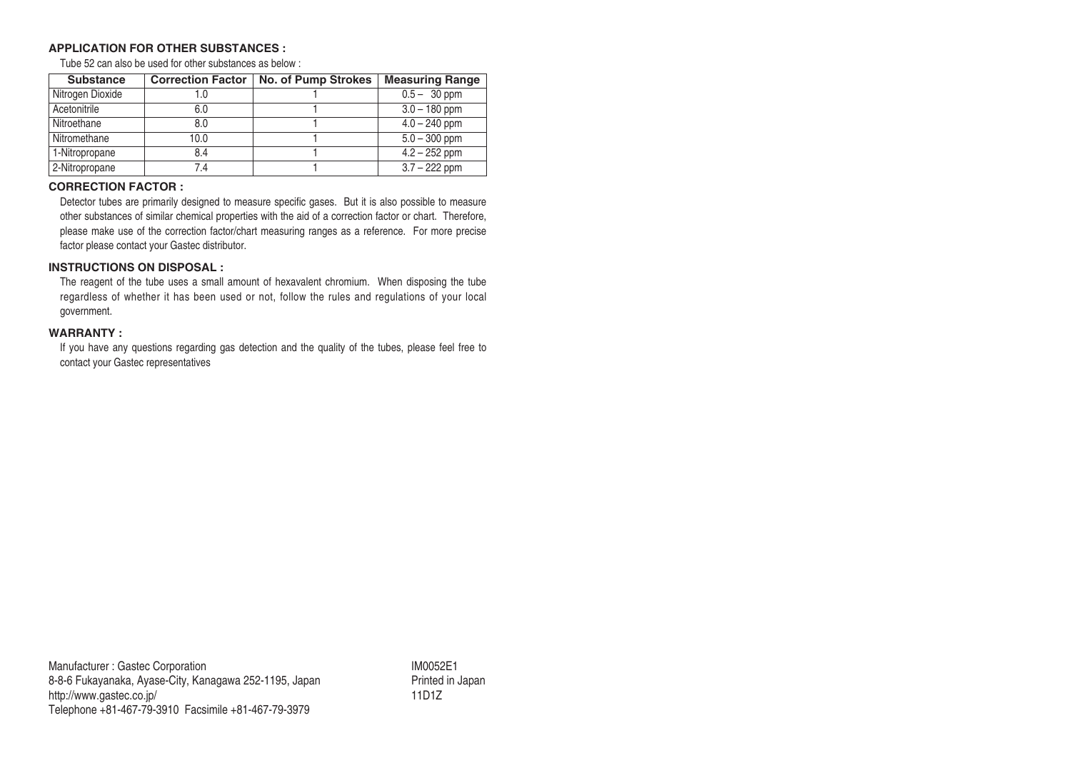### APPLICATION FOR OTHER SUBSTANCES :

Tube 52 can also be used for other substances as below :

| Substance | Correction Factor | No. of Pump Strokes | Measuring Range |
|---|---|---|---|
| Nitrogen Dioxide | 1.0 | 1 | 0.5 – 30 ppm |
| Acetonitrile | 6.0 | 1 | 3.0 – 180 ppm |
| Nitroethane | 8.0 | 1 | 4.0 – 240 ppm |
| Nitromethane | 10.0 | 1 | 5.0 – 300 ppm |
| 1-Nitropropane | 8.4 | 1 | 4.2 – 252 ppm |
| 2-Nitropropane | 7.4 | 1 | 3.7 – 222 ppm |

### CORRECTION FACTOR :

Detector tubes are primarily designed to measure specific gases. But it is also possible to measure other substances of similar chemical properties with the aid of a correction factor or chart. Therefore, please make use of the correction factor/chart measuring ranges as a reference. For more precise factor please contact your Gastec distributor.

### INSTRUCTIONS ON DISPOSAL :

The reagent of the tube uses a small amount of hexavalent chromium. When disposing the tube regardless of whether it has been used or not, follow the rules and regulations of your local government.

### WARRANTY :

If you have any questions regarding gas detection and the quality of the tubes, please feel free to contact your Gastec representatives

Manufacturer : Gastec Corporation
8-8-6 Fukayanaka, Ayase-City, Kanagawa 252-1195, Japan
http://www.gastec.co.jp/
Telephone +81-467-79-3910 Facsimile +81-467-79-3979

IM0052E1
Printed in Japan
11D1Z